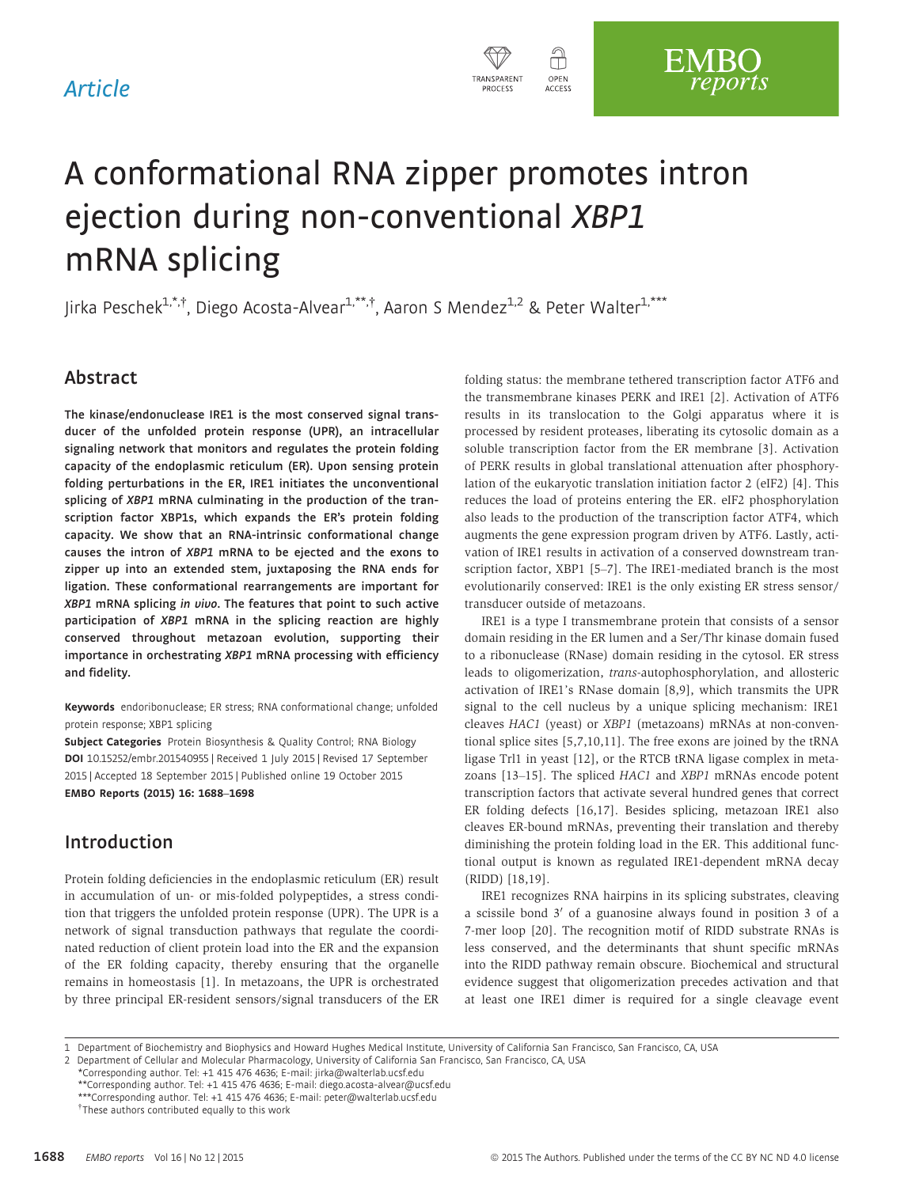Article

# A conformational RNA zipper promotes intron ejection during non-conventional *XBP1* mRNA splicing

Jirka Peschek[1,*,†], Diego Acosta-Alvear[1,**,†], Aaron S Mendez[1,2] & Peter Walter[1,***]

## Abstract

**The kinase/endonuclease IRE1 is the most conserved signal transducer of the unfolded protein response (UPR), an intracellular signaling network that monitors and regulates the protein folding capacity of the endoplasmic reticulum (ER). Upon sensing protein folding perturbations in the ER, IRE1 initiates the unconventional splicing of *XBP1* mRNA culminating in the production of the transcription factor XBP1s, which expands the ER's protein folding capacity. We show that an RNA-intrinsic conformational change causes the intron of *XBP1* mRNA to be ejected and the exons to zipper up into an extended stem, juxtaposing the RNA ends for ligation. These conformational rearrangements are important for *XBP1* mRNA splicing *in vivo*. The features that point to such active participation of *XBP1* mRNA in the splicing reaction are highly conserved throughout metazoan evolution, supporting their importance in orchestrating *XBP1* mRNA processing with efficiency and fidelity.**

**Keywords** endoribonuclease; ER stress; RNA conformational change; unfolded protein response; XBP1 splicing

**Subject Categories** Protein Biosynthesis & Quality Control; RNA Biology

**DOI** 10.15252/embr.201540955 | Received 1 July 2015 | Revised 17 September 2015 | Accepted 18 September 2015 | Published online 19 October 2015

**EMBO Reports (2015) 16: 1688–1698**

## Introduction

Protein folding deficiencies in the endoplasmic reticulum (ER) result in accumulation of un- or mis-folded polypeptides, a stress condition that triggers the unfolded protein response (UPR). The UPR is a network of signal transduction pathways that regulate the coordinated reduction of client protein load into the ER and the expansion of the ER folding capacity, thereby ensuring that the organelle remains in homeostasis [1]. In metazoans, the UPR is orchestrated by three principal ER-resident sensors/signal transducers of the ER folding status: the membrane tethered transcription factor ATF6 and the transmembrane kinases PERK and IRE1 [2]. Activation of ATF6 results in its translocation to the Golgi apparatus where it is processed by resident proteases, liberating its cytosolic domain as a soluble transcription factor from the ER membrane [3]. Activation of PERK results in global translational attenuation after phosphorylation of the eukaryotic translation initiation factor 2 (eIF2) [4]. This reduces the load of proteins entering the ER. eIF2 phosphorylation also leads to the production of the transcription factor ATF4, which augments the gene expression program driven by ATF6. Lastly, activation of IRE1 results in activation of a conserved downstream transcription factor, XBP1 [5–7]. The IRE1-mediated branch is the most evolutionarily conserved: IRE1 is the only existing ER stress sensor/transducer outside of metazoans.

IRE1 is a type I transmembrane protein that consists of a sensor domain residing in the ER lumen and a Ser/Thr kinase domain fused to a ribonuclease (RNase) domain residing in the cytosol. ER stress leads to oligomerization, *trans*-autophosphorylation, and allosteric activation of IRE1's RNase domain [8,9], which transmits the UPR signal to the cell nucleus by a unique splicing mechanism: IRE1 cleaves *HAC1* (yeast) or *XBP1* (metazoans) mRNAs at non-conventional splice sites [5,7,10,11]. The free exons are joined by the tRNA ligase Trl1 in yeast [12], or the RTCB tRNA ligase complex in metazoans [13–15]. The spliced *HAC1* and *XBP1* mRNAs encode potent transcription factors that activate several hundred genes that correct ER folding defects [16,17]. Besides splicing, metazoan IRE1 also cleaves ER-bound mRNAs, preventing their translation and thereby diminishing the protein folding load in the ER. This additional functional output is known as regulated IRE1-dependent mRNA decay (RIDD) [18,19].

IRE1 recognizes RNA hairpins in its splicing substrates, cleaving a scissile bond 3′ of a guanosine always found in position 3 of a 7-mer loop [20]. The recognition motif of RIDD substrate RNAs is less conserved, and the determinants that shunt specific mRNAs into the RIDD pathway remain obscure. Biochemical and structural evidence suggest that oligomerization precedes activation and that at least one IRE1 dimer is required for a single cleavage event

1 Department of Biochemistry and Biophysics and Howard Hughes Medical Institute, University of California San Francisco, San Francisco, CA, USA
2 Department of Cellular and Molecular Pharmacology, University of California San Francisco, San Francisco, CA, USA
*Corresponding author. Tel: +1 415 476 4636; E-mail: jirka@walterlab.ucsf.edu
**Corresponding author. Tel: +1 415 476 4636; E-mail: diego.acosta-alvear@ucsf.edu
***Corresponding author. Tel: +1 415 476 4636; E-mail: peter@walterlab.ucsf.edu
†These authors contributed equally to this work

© 2015 The Authors. Published under the terms of the CC BY NC ND 4.0 license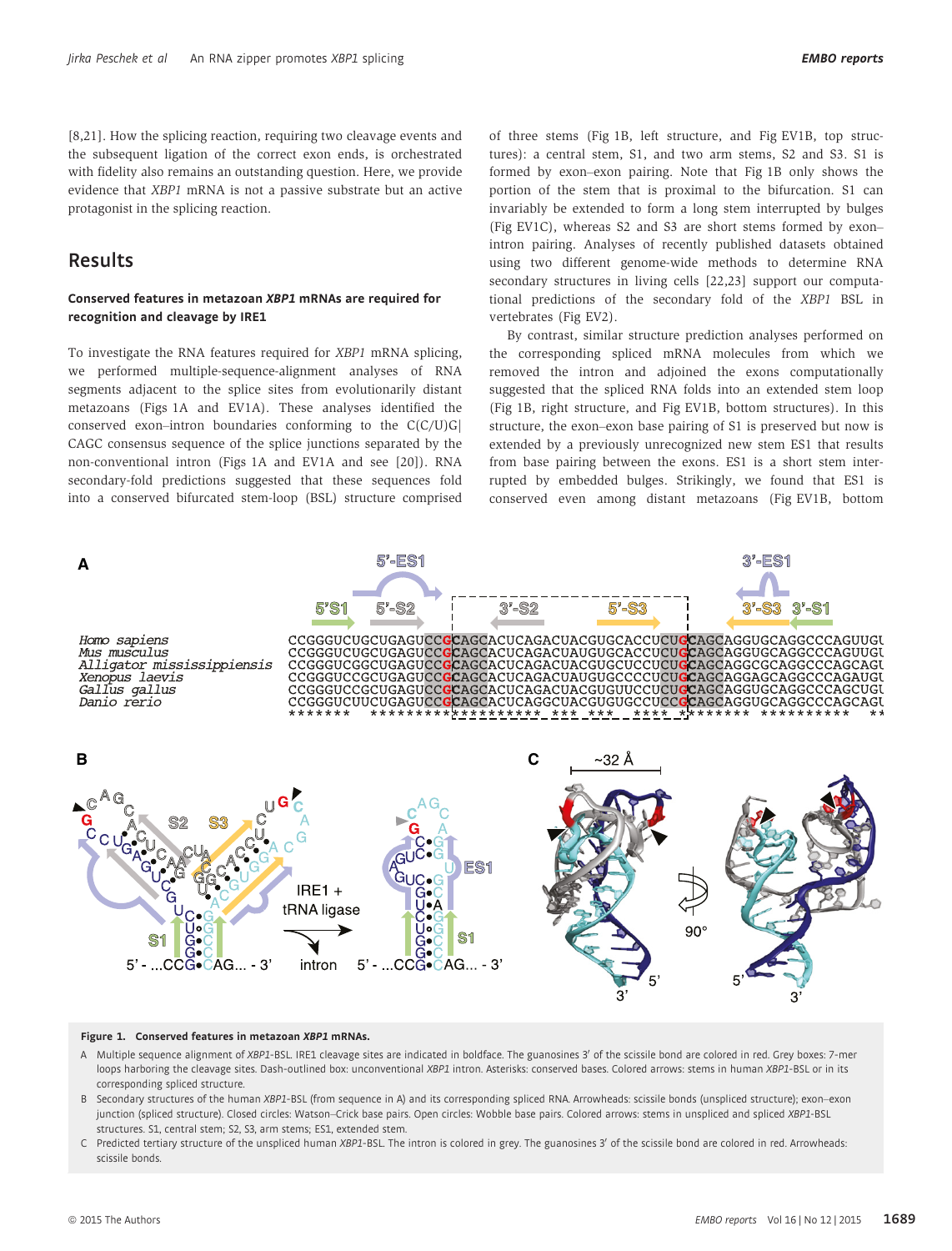[8,21]. How the splicing reaction, requiring two cleavage events and the subsequent ligation of the correct exon ends, is orchestrated with fidelity also remains an outstanding question. Here, we provide evidence that *XBP1* mRNA is not a passive substrate but an active protagonist in the splicing reaction.

## Results

### Conserved features in metazoan *XBP1* mRNAs are required for recognition and cleavage by IRE1

To investigate the RNA features required for *XBP1* mRNA splicing, we performed multiple-sequence-alignment analyses of RNA segments adjacent to the splice sites from evolutionarily distant metazoans (Figs 1A and EV1A). These analyses identified the conserved exon–intron boundaries conforming to the C(C/U)G|CAGC consensus sequence of the splice junctions separated by the non-conventional intron (Figs 1A and EV1A and see [20]). RNA secondary-fold predictions suggested that these sequences fold into a conserved bifurcated stem-loop (BSL) structure comprised of three stems (Fig 1B, left structure, and Fig EV1B, top structures): a central stem, S1, and two arm stems, S2 and S3. S1 is formed by exon–exon pairing. Note that Fig 1B only shows the portion of the stem that is proximal to the bifurcation. S1 can invariably be extended to form a long stem interrupted by bulges (Fig EV1C), whereas S2 and S3 are short stems formed by exon–intron pairing. Analyses of recently published datasets obtained using two different genome-wide methods to determine RNA secondary structures in living cells [22,23] support our computational predictions of the secondary fold of the *XBP1* BSL in vertebrates (Fig EV2).

By contrast, similar structure prediction analyses performed on the corresponding spliced mRNA molecules from which we removed the intron and adjoined the exons computationally suggested that the spliced RNA folds into an extended stem loop (Fig 1B, right structure, and Fig EV1B, bottom structures). In this structure, the exon–exon base pairing of S1 is preserved but now is extended by a previously unrecognized new stem ES1 that results from base pairing between the exons. ES1 is a short stem interrupted by embedded bulges. Strikingly, we found that ES1 is conserved even among distant metazoans (Fig EV1B, bottom

**Figure 1. Conserved features in metazoan *XBP1* mRNAs.**

A Multiple sequence alignment of *XBP1*-BSL. IRE1 cleavage sites are indicated in boldface. The guanosines 3′ of the scissile bond are colored in red. Grey boxes: 7-mer loops harboring the cleavage sites. Dash-outlined box: unconventional *XBP1* intron. Asterisks: conserved bases. Colored arrows: stems in human *XBP1*-BSL or in its corresponding spliced structure.

B Secondary structures of the human *XBP1*-BSL (from sequence in A) and its corresponding spliced RNA. Arrowheads: scissile bonds (unspliced structure); exon–exon junction (spliced structure). Closed circles: Watson–Crick base pairs. Open circles: Wobble base pairs. Colored arrows: stems in unspliced and spliced *XBP1*-BSL structures. S1, central stem; S2, S3, arm stems; ES1, extended stem.

C Predicted tertiary structure of the unspliced human *XBP1*-BSL. The intron is colored in grey. The guanosines 3′ of the scissile bond are colored in red. Arrowheads: scissile bonds.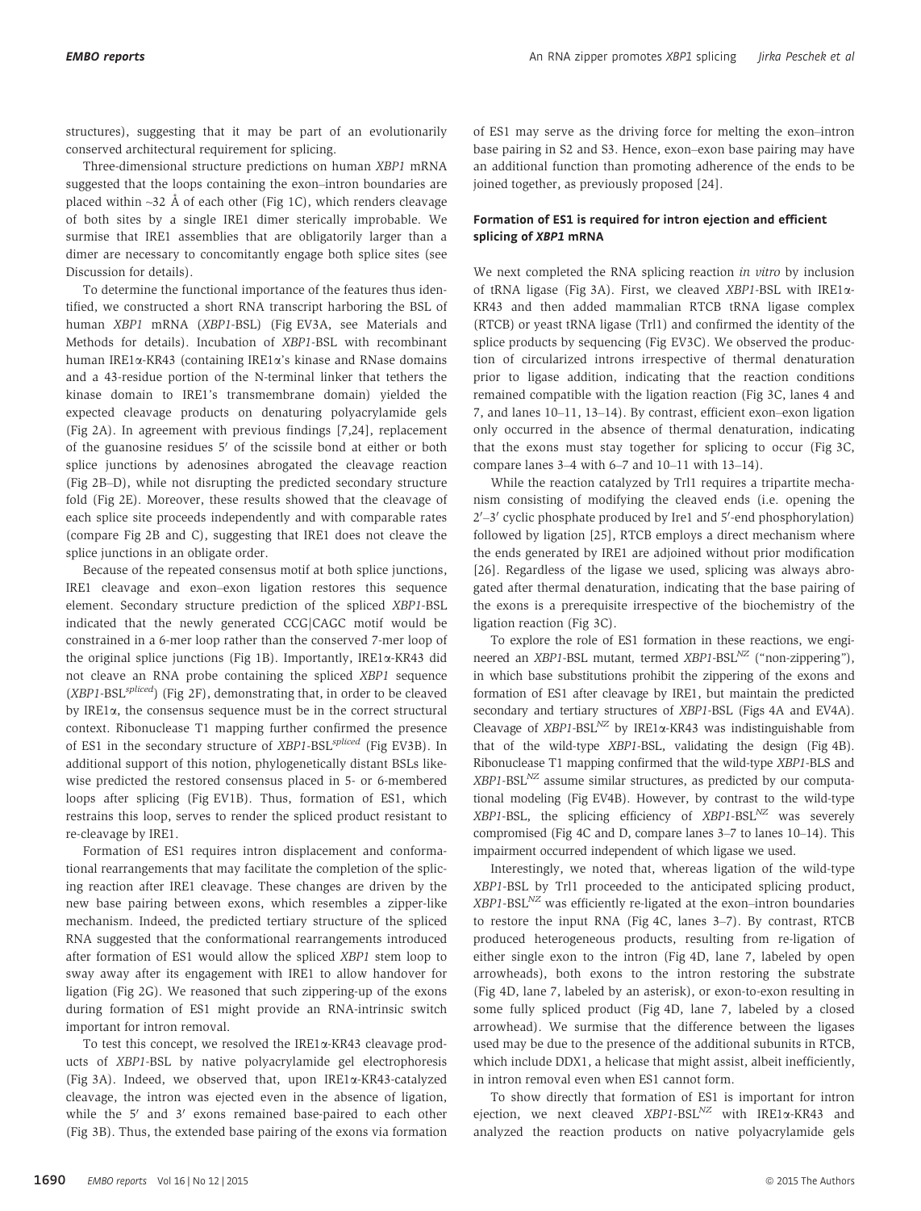structures), suggesting that it may be part of an evolutionarily conserved architectural requirement for splicing.

Three-dimensional structure predictions on human *XBP1* mRNA suggested that the loops containing the exon–intron boundaries are placed within ~32 Å of each other (Fig 1C), which renders cleavage of both sites by a single IRE1 dimer sterically improbable. We surmise that IRE1 assemblies that are obligatorily larger than a dimer are necessary to concomitantly engage both splice sites (see Discussion for details).

To determine the functional importance of the features thus identified, we constructed a short RNA transcript harboring the BSL of human *XBP1* mRNA (*XBP1*-BSL) (Fig EV3A, see Materials and Methods for details). Incubation of *XBP1*-BSL with recombinant human IRE1α-KR43 (containing IRE1α's kinase and RNase domains and a 43-residue portion of the N-terminal linker that tethers the kinase domain to IRE1's transmembrane domain) yielded the expected cleavage products on denaturing polyacrylamide gels (Fig 2A). In agreement with previous findings [7,24], replacement of the guanosine residues 5′ of the scissile bond at either or both splice junctions by adenosines abrogated the cleavage reaction (Fig 2B–D), while not disrupting the predicted secondary structure fold (Fig 2E). Moreover, these results showed that the cleavage of each splice site proceeds independently and with comparable rates (compare Fig 2B and C), suggesting that IRE1 does not cleave the splice junctions in an obligate order.

Because of the repeated consensus motif at both splice junctions, IRE1 cleavage and exon–exon ligation restores this sequence element. Secondary structure prediction of the spliced *XBP1*-BSL indicated that the newly generated CCG|CAGC motif would be constrained in a 6-mer loop rather than the conserved 7-mer loop of the original splice junctions (Fig 1B). Importantly, IRE1α-KR43 did not cleave an RNA probe containing the spliced *XBP1* sequence (*XBP1*-BSL$^{spliced}$) (Fig 2F), demonstrating that, in order to be cleaved by IRE1α, the consensus sequence must be in the correct structural context. Ribonuclease T1 mapping further confirmed the presence of ES1 in the secondary structure of *XBP1*-BSL$^{spliced}$ (Fig EV3B). In additional support of this notion, phylogenetically distant BSLs likewise predicted the restored consensus placed in 5- or 6-membered loops after splicing (Fig EV1B). Thus, formation of ES1, which restrains this loop, serves to render the spliced product resistant to re-cleavage by IRE1.

Formation of ES1 requires intron displacement and conformational rearrangements that may facilitate the completion of the splicing reaction after IRE1 cleavage. These changes are driven by the new base pairing between exons, which resembles a zipper-like mechanism. Indeed, the predicted tertiary structure of the spliced RNA suggested that the conformational rearrangements introduced after formation of ES1 would allow the spliced *XBP1* stem loop to sway away after its engagement with IRE1 to allow handover for ligation (Fig 2G). We reasoned that such zippering-up of the exons during formation of ES1 might provide an RNA-intrinsic switch important for intron removal.

To test this concept, we resolved the IRE1α-KR43 cleavage products of *XBP1*-BSL by native polyacrylamide gel electrophoresis (Fig 3A). Indeed, we observed that, upon IRE1α-KR43-catalyzed cleavage, the intron was ejected even in the absence of ligation, while the 5′ and 3′ exons remained base-paired to each other (Fig 3B). Thus, the extended base pairing of the exons via formation of ES1 may serve as the driving force for melting the exon–intron base pairing in S2 and S3. Hence, exon–exon base pairing may have an additional function than promoting adherence of the ends to be joined together, as previously proposed [24].

### Formation of ES1 is required for intron ejection and efficient splicing of *XBP1* mRNA

We next completed the RNA splicing reaction *in vitro* by inclusion of tRNA ligase (Fig 3A). First, we cleaved *XBP1*-BSL with IRE1α-KR43 and then added mammalian RTCB tRNA ligase complex (RTCB) or yeast tRNA ligase (Trl1) and confirmed the identity of the splice products by sequencing (Fig EV3C). We observed the production of circularized introns irrespective of thermal denaturation prior to ligase addition, indicating that the reaction conditions remained compatible with the ligation reaction (Fig 3C, lanes 4 and 7, and lanes 10–11, 13–14). By contrast, efficient exon–exon ligation only occurred in the absence of thermal denaturation, indicating that the exons must stay together for splicing to occur (Fig 3C, compare lanes 3–4 with 6–7 and 10–11 with 13–14).

While the reaction catalyzed by Trl1 requires a tripartite mechanism consisting of modifying the cleaved ends (i.e. opening the 2′–3′ cyclic phosphate produced by Ire1 and 5′-end phosphorylation) followed by ligation [25], RTCB employs a direct mechanism where the ends generated by IRE1 are adjoined without prior modification [26]. Regardless of the ligase we used, splicing was always abrogated after thermal denaturation, indicating that the base pairing of the exons is a prerequisite irrespective of the biochemistry of the ligation reaction (Fig 3C).

To explore the role of ES1 formation in these reactions, we engineered an *XBP1*-BSL mutant, termed *XBP1*-BSL$^{NZ}$ ("non-zippering"), in which base substitutions prohibit the zippering of the exons and formation of ES1 after cleavage by IRE1, but maintain the predicted secondary and tertiary structures of *XBP1*-BSL (Figs 4A and EV4A). Cleavage of *XBP1*-BSL$^{NZ}$ by IRE1α-KR43 was indistinguishable from that of the wild-type *XBP1*-BSL, validating the design (Fig 4B). Ribonuclease T1 mapping confirmed that the wild-type *XBP1*-BLS and *XBP1*-BSL$^{NZ}$ assume similar structures, as predicted by our computational modeling (Fig EV4B). However, by contrast to the wild-type *XBP1*-BSL, the splicing efficiency of *XBP1*-BSL$^{NZ}$ was severely compromised (Fig 4C and D, compare lanes 3–7 to lanes 10–14). This impairment occurred independent of which ligase we used.

Interestingly, we noted that, whereas ligation of the wild-type *XBP1*-BSL by Trl1 proceeded to the anticipated splicing product, *XBP1*-BSL$^{NZ}$ was efficiently re-ligated at the exon–intron boundaries to restore the input RNA (Fig 4C, lanes 3–7). By contrast, RTCB produced heterogeneous products, resulting from re-ligation of either single exon to the intron (Fig 4D, lane 7, labeled by open arrowheads), both exons to the intron restoring the substrate (Fig 4D, lane 7, labeled by an asterisk), or exon-to-exon resulting in some fully spliced product (Fig 4D, lane 7, labeled by a closed arrowhead). We surmise that the difference between the ligases used may be due to the presence of the additional subunits in RTCB, which include DDX1, a helicase that might assist, albeit inefficiently, in intron removal even when ES1 cannot form.

To show directly that formation of ES1 is important for intron ejection, we next cleaved *XBP1*-BSL$^{NZ}$ with IRE1α-KR43 and analyzed the reaction products on native polyacrylamide gels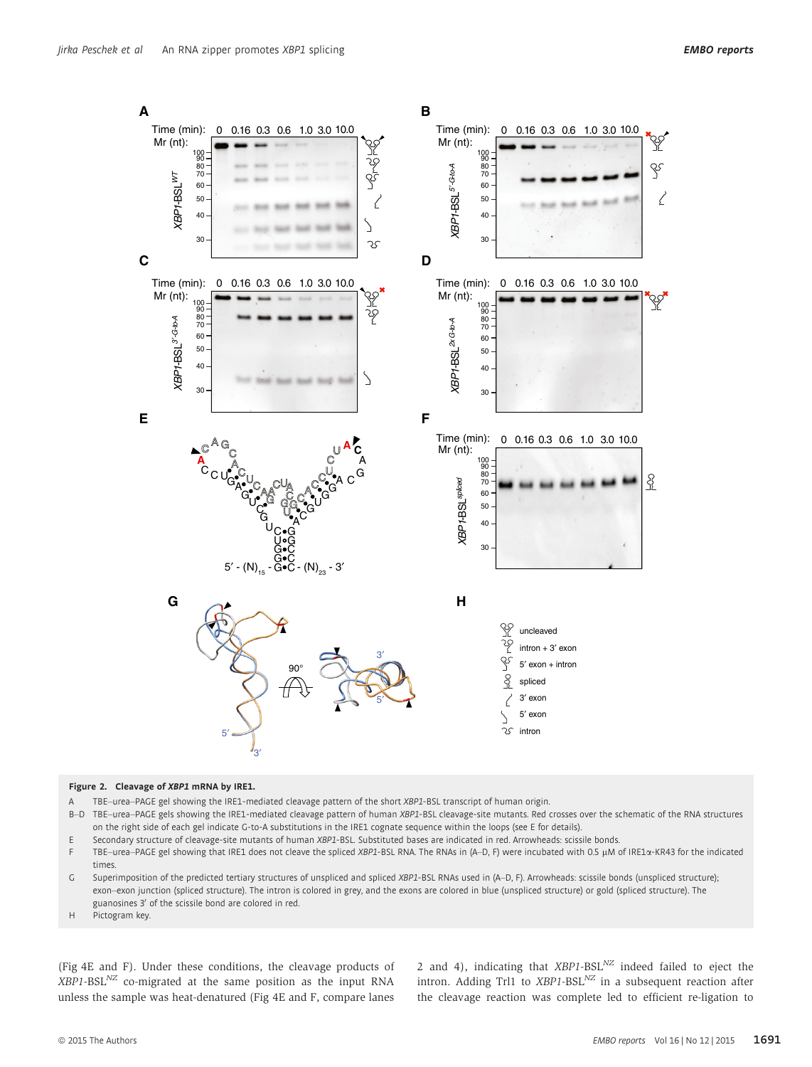**Figure 2. Cleavage of *XBP1* mRNA by IRE1.**

A TBE–urea–PAGE gel showing the IRE1-mediated cleavage pattern of the short *XBP1*-BSL transcript of human origin.

B–D TBE–urea–PAGE gels showing the IRE1-mediated cleavage pattern of human *XBP1*-BSL cleavage-site mutants. Red crosses over the schematic of the RNA structures on the right side of each gel indicate G-to-A substitutions in the IRE1 cognate sequence within the loops (see E for details).

E Secondary structure of cleavage-site mutants of human *XBP1*-BSL. Substituted bases are indicated in red. Arrowheads: scissile bonds.

F TBE–urea–PAGE gel showing that IRE1 does not cleave the spliced *XBP1*-BSL RNA. The RNAs in (A–D, F) were incubated with 0.5 μM of IRE1α-KR43 for the indicated times.

G Superimposition of the predicted tertiary structures of unspliced and spliced *XBP1*-BSL RNAs used in (A–D, F). Arrowheads: scissile bonds (unspliced structure); exon–exon junction (spliced structure). The intron is colored in grey, and the exons are colored in blue (unspliced structure) or gold (spliced structure). The guanosines 3′ of the scissile bond are colored in red.

H Pictogram key.

(Fig 4E and F). Under these conditions, the cleavage products of *XBP1*-BSL$^{NZ}$ co-migrated at the same position as the input RNA unless the sample was heat-denatured (Fig 4E and F, compare lanes 2 and 4), indicating that *XBP1*-BSL$^{NZ}$ indeed failed to eject the intron. Adding Trl1 to *XBP1*-BSL$^{NZ}$ in a subsequent reaction after the cleavage reaction was complete led to efficient re-ligation to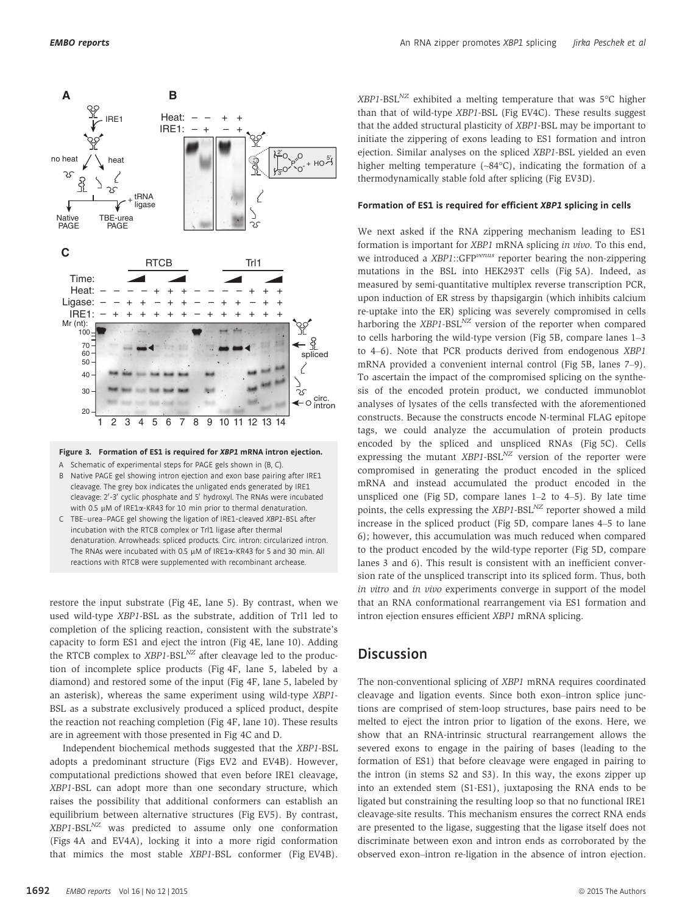**Figure 3. Formation of ES1 is required for *XBP1* mRNA intron ejection.**

A Schematic of experimental steps for PAGE gels shown in (B, C).

B Native PAGE gel showing intron ejection and exon base pairing after IRE1 cleavage. The grey box indicates the unligated ends generated by IRE1 cleavage: 2′-3′ cyclic phosphate and 5′ hydroxyl. The RNAs were incubated with 0.5 μM of IRE1α-KR43 for 10 min prior to thermal denaturation.

C TBE–urea–PAGE gel showing the ligation of IRE1-cleaved *XBP1*-BSL after incubation with the RTCB complex or Trl1 ligase after thermal denaturation. Arrowheads: spliced products. Circ. intron: circularized intron. The RNAs were incubated with 0.5 μM of IRE1α-KR43 for 5 and 30 min. All reactions with RTCB were supplemented with recombinant archease.

restore the input substrate (Fig 4E, lane 5). By contrast, when we used wild-type *XBP1*-BSL as the substrate, addition of Trl1 led to completion of the splicing reaction, consistent with the substrate's capacity to form ES1 and eject the intron (Fig 4E, lane 10). Adding the RTCB complex to *XBP1*-BSL$^{NZ}$ after cleavage led to the production of incomplete splice products (Fig 4F, lane 5, labeled by a diamond) and restored some of the input (Fig 4F, lane 5, labeled by an asterisk), whereas the same experiment using wild-type *XBP1*-BSL as a substrate exclusively produced a spliced product, despite the reaction not reaching completion (Fig 4F, lane 10). These results are in agreement with those presented in Fig 4C and D.

Independent biochemical methods suggested that the *XBP1*-BSL adopts a predominant structure (Figs EV2 and EV4B). However, computational predictions showed that even before IRE1 cleavage, *XBP1*-BSL can adopt more than one secondary structure, which raises the possibility that additional conformers can establish an equilibrium between alternative structures (Fig EV5). By contrast, *XBP1*-BSL$^{NZ}$ was predicted to assume only one conformation (Figs 4A and EV4A), locking it into a more rigid conformation that mimics the most stable *XBP1*-BSL conformer (Fig EV4B). *XBP1*-BSL$^{NZ}$ exhibited a melting temperature that was 5°C higher than that of wild-type *XBP1*-BSL (Fig EV4C). These results suggest that the added structural plasticity of *XBP1*-BSL may be important to initiate the zippering of exons leading to ES1 formation and intron ejection. Similar analyses on the spliced *XBP1*-BSL yielded an even higher melting temperature (~84°C), indicating the formation of a thermodynamically stable fold after splicing (Fig EV3D).

#### Formation of ES1 is required for efficient *XBP1* splicing in cells

We next asked if the RNA zippering mechanism leading to ES1 formation is important for *XBP1* mRNA splicing *in vivo.* To this end, we introduced a *XBP1*::GFP$^{venus}$ reporter bearing the non-zippering mutations in the BSL into HEK293T cells (Fig 5A). Indeed, as measured by semi-quantitative multiplex reverse transcription PCR, upon induction of ER stress by thapsigargin (which inhibits calcium re-uptake into the ER) splicing was severely compromised in cells harboring the *XBP1*-BSL$^{NZ}$ version of the reporter when compared to cells harboring the wild-type version (Fig 5B, compare lanes 1–3 to 4–6). Note that PCR products derived from endogenous *XBP1* mRNA provided a convenient internal control (Fig 5B, lanes 7–9). To ascertain the impact of the compromised splicing on the synthesis of the encoded protein product, we conducted immunoblot analyses of lysates of the cells transfected with the aforementioned constructs. Because the constructs encode N-terminal FLAG epitope tags, we could analyze the accumulation of protein products encoded by the spliced and unspliced RNAs (Fig 5C). Cells expressing the mutant *XBP1*-BSL$^{NZ}$ version of the reporter were compromised in generating the product encoded in the spliced mRNA and instead accumulated the product encoded in the unspliced one (Fig 5D, compare lanes 1–2 to 4–5). By late time points, the cells expressing the *XBP1*-BSL$^{NZ}$ reporter showed a mild increase in the spliced product (Fig 5D, compare lanes 4–5 to lane 6); however, this accumulation was much reduced when compared to the product encoded by the wild-type reporter (Fig 5D, compare lanes 3 and 6). This result is consistent with an inefficient conversion rate of the unspliced transcript into its spliced form. Thus, both *in vitro* and *in vivo* experiments converge in support of the model that an RNA conformational rearrangement via ES1 formation and intron ejection ensures efficient *XBP1* mRNA splicing.

## Discussion

The non-conventional splicing of *XBP1* mRNA requires coordinated cleavage and ligation events. Since both exon–intron splice junctions are comprised of stem-loop structures, base pairs need to be melted to eject the intron prior to ligation of the exons. Here, we show that an RNA-intrinsic structural rearrangement allows the severed exons to engage in the pairing of bases (leading to the formation of ES1) that before cleavage were engaged in pairing to the intron (in stems S2 and S3). In this way, the exons zipper up into an extended stem (S1-ES1), juxtaposing the RNA ends to be ligated but constraining the resulting loop so that no functional IRE1 cleavage-site results. This mechanism ensures the correct RNA ends are presented to the ligase, suggesting that the ligase itself does not discriminate between exon and intron ends as corroborated by the observed exon–intron re-ligation in the absence of intron ejection.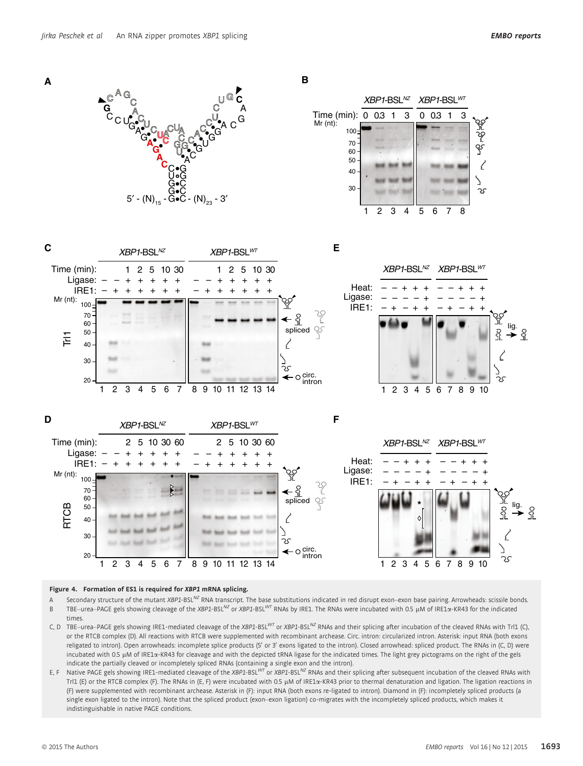**Figure 4. Formation of ES1 is required for *XBP1* mRNA splicing.**

A Secondary structure of the mutant *XBP1*-BSL$^{NZ}$ RNA transcript. The base substitutions indicated in red disrupt exon–exon base pairing. Arrowheads: scissile bonds.

B TBE–urea–PAGE gels showing cleavage of the *XBP1*-BSL$^{NZ}$ or *XBP1*-BSL$^{WT}$ RNAs by IRE1. The RNAs were incubated with 0.5 μM of IRE1α-KR43 for the indicated times.

C, D TBE–urea–PAGE gels showing IRE1-mediated cleavage of the *XBP1*-BSL$^{WT}$ or *XBP1*-BSL$^{NZ}$ RNAs and their splicing after incubation of the cleaved RNAs with Trl1 (C), or the RTCB complex (D). All reactions with RTCB were supplemented with recombinant archease. Circ. intron: circularized intron. Asterisk: input RNA (both exons religated to intron). Open arrowheads: incomplete splice products (5′ or 3′ exons ligated to the intron). Closed arrowhead: spliced product. The RNAs in (C, D) were incubated with 0.5 μM of IRE1α-KR43 for cleavage and with the depicted tRNA ligase for the indicated times. The light grey pictograms on the right of the gels indicate the partially cleaved or incompletely spliced RNAs (containing a single exon and the intron).

E, F Native PAGE gels showing IRE1-mediated cleavage of the *XBP1*-BSL$^{WT}$ or *XBP1*-BSL$^{NZ}$ RNAs and their splicing after subsequent incubation of the cleaved RNAs with Trl1 (E) or the RTCB complex (F). The RNAs in (E, F) were incubated with 0.5 μM of IRE1α-KR43 prior to thermal denaturation and ligation. The ligation reactions in (F) were supplemented with recombinant archease. Asterisk in (F): input RNA (both exons re-ligated to intron). Diamond in (F): incompletely spliced products (a single exon ligated to the intron). Note that the spliced product (exon–exon ligation) co-migrates with the incompletely spliced products, which makes it indistinguishable in native PAGE conditions.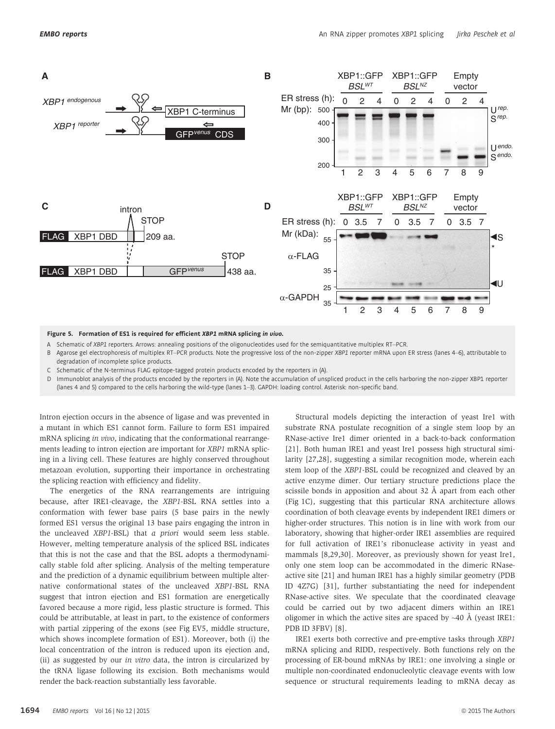**Figure 5. Formation of ES1 is required for efficient *XBP1* mRNA splicing *in vivo*.**

A Schematic of *XBP1* reporters. Arrows: annealing positions of the oligonucleotides used for the semiquantitative multiplex RT–PCR.

B Agarose gel electrophoresis of multiplex RT–PCR products. Note the progressive loss of the non-zipper *XBP1* reporter mRNA upon ER stress (lanes 4–6), attributable to degradation of incomplete splice products.

C Schematic of the N-terminus FLAG epitope-tagged protein products encoded by the reporters in (A).

D Immunoblot analysis of the products encoded by the reporters in (A). Note the accumulation of unspliced product in the cells harboring the non-zipper XBP1 reporter (lanes 4 and 5) compared to the cells harboring the wild-type (lanes 1–3). GAPDH: loading control. Asterisk: non-specific band.

Intron ejection occurs in the absence of ligase and was prevented in a mutant in which ES1 cannot form. Failure to form ES1 impaired mRNA splicing *in vivo*, indicating that the conformational rearrangements leading to intron ejection are important for *XBP1* mRNA splicing in a living cell. These features are highly conserved throughout metazoan evolution, supporting their importance in orchestrating the splicing reaction with efficiency and fidelity.

The energetics of the RNA rearrangements are intriguing because, after IRE1-cleavage, the *XBP1*-BSL RNA settles into a conformation with fewer base pairs (5 base pairs in the newly formed ES1 versus the original 13 base pairs engaging the intron in the uncleaved *XBP1*-BSL) that *a priori* would seem less stable. However, melting temperature analysis of the spliced BSL indicates that this is not the case and that the BSL adopts a thermodynamically stable fold after splicing. Analysis of the melting temperature and the prediction of a dynamic equilibrium between multiple alternative conformational states of the uncleaved *XBP1*-BSL RNA suggest that intron ejection and ES1 formation are energetically favored because a more rigid, less plastic structure is formed. This could be attributable, at least in part, to the existence of conformers with partial zippering of the exons (see Fig EV5, middle structure, which shows incomplete formation of ES1). Moreover, both (i) the local concentration of the intron is reduced upon its ejection and, (ii) as suggested by our *in vitro* data, the intron is circularized by the tRNA ligase following its excision. Both mechanisms would render the back-reaction substantially less favorable.

Structural models depicting the interaction of yeast Ire1 with substrate RNA postulate recognition of a single stem loop by an RNase-active Ire1 dimer oriented in a back-to-back conformation [21]. Both human IRE1 and yeast Ire1 possess high structural similarity [27,28], suggesting a similar recognition mode, wherein each stem loop of the *XBP1*-BSL could be recognized and cleaved by an active enzyme dimer. Our tertiary structure predictions place the scissile bonds in apposition and about 32 Å apart from each other (Fig 1C), suggesting that this particular RNA architecture allows coordination of both cleavage events by independent IRE1 dimers or higher-order structures. This notion is in line with work from our laboratory, showing that higher-order IRE1 assemblies are required for full activation of IRE1's ribonuclease activity in yeast and mammals [8,29,30]. Moreover, as previously shown for yeast Ire1, only one stem loop can be accommodated in the dimeric RNase-active site [21] and human IRE1 has a highly similar geometry (PDB ID 4Z7G) [31], further substantiating the need for independent RNase-active sites. We speculate that the coordinated cleavage could be carried out by two adjacent dimers within an IRE1 oligomer in which the active sites are spaced by ~40 Å (yeast IRE1: PDB ID 3FBV) [8].

IRE1 exerts both corrective and pre-emptive tasks through *XBP1* mRNA splicing and RIDD, respectively. Both functions rely on the processing of ER-bound mRNAs by IRE1: one involving a single or multiple non-coordinated endonucleolytic cleavage events with low sequence or structural requirements leading to mRNA decay as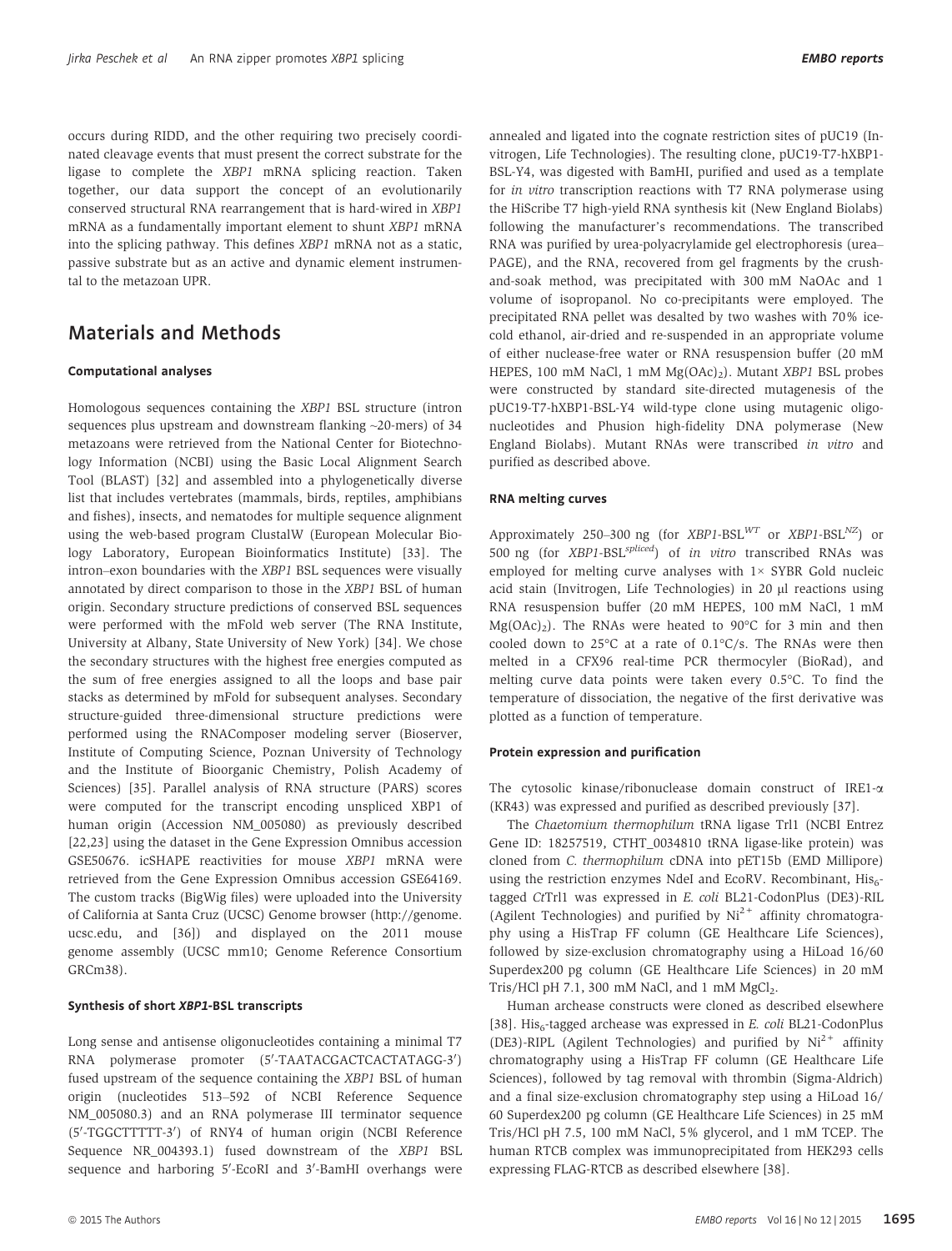occurs during RIDD, and the other requiring two precisely coordinated cleavage events that must present the correct substrate for the ligase to complete the *XBP1* mRNA splicing reaction. Taken together, our data support the concept of an evolutionarily conserved structural RNA rearrangement that is hard-wired in *XBP1* mRNA as a fundamentally important element to shunt *XBP1* mRNA into the splicing pathway. This defines *XBP1* mRNA not as a static, passive substrate but as an active and dynamic element instrumental to the metazoan UPR.

## Materials and Methods

### Computational analyses

Homologous sequences containing the *XBP1* BSL structure (intron sequences plus upstream and downstream flanking ~20-mers) of 34 metazoans were retrieved from the National Center for Biotechnology Information (NCBI) using the Basic Local Alignment Search Tool (BLAST) [32] and assembled into a phylogenetically diverse list that includes vertebrates (mammals, birds, reptiles, amphibians and fishes), insects, and nematodes for multiple sequence alignment using the web-based program ClustalW (European Molecular Biology Laboratory, European Bioinformatics Institute) [33]. The intron–exon boundaries with the *XBP1* BSL sequences were visually annotated by direct comparison to those in the *XBP1* BSL of human origin. Secondary structure predictions of conserved BSL sequences were performed with the mFold web server (The RNA Institute, University at Albany, State University of New York) [34]. We chose the secondary structures with the highest free energies computed as the sum of free energies assigned to all the loops and base pair stacks as determined by mFold for subsequent analyses. Secondary structure-guided three-dimensional structure predictions were performed using the RNAComposer modeling server (Bioserver, Institute of Computing Science, Poznan University of Technology and the Institute of Bioorganic Chemistry, Polish Academy of Sciences) [35]. Parallel analysis of RNA structure (PARS) scores were computed for the transcript encoding unspliced XBP1 of human origin (Accession NM_005080) as previously described [22,23] using the dataset in the Gene Expression Omnibus accession GSE50676. icSHAPE reactivities for mouse *XBP1* mRNA were retrieved from the Gene Expression Omnibus accession GSE64169. The custom tracks (BigWig files) were uploaded into the University of California at Santa Cruz (UCSC) Genome browser (http://genome.ucsc.edu, and [36]) and displayed on the 2011 mouse genome assembly (UCSC mm10; Genome Reference Consortium GRCm38).

### Synthesis of short *XBP1*-BSL transcripts

Long sense and antisense oligonucleotides containing a minimal T7 RNA polymerase promoter (5′-TAATACGACTCACTATAGG-3′) fused upstream of the sequence containing the *XBP1* BSL of human origin (nucleotides 513–592 of NCBI Reference Sequence NM_005080.3) and an RNA polymerase III terminator sequence (5′-TGGCTTTTT-3′) of RNY4 of human origin (NCBI Reference Sequence NR_004393.1) fused downstream of the *XBP1* BSL sequence and harboring 5′-EcoRI and 3′-BamHI overhangs were annealed and ligated into the cognate restriction sites of pUC19 (Invitrogen, Life Technologies). The resulting clone, pUC19-T7-hXBP1-BSL-Y4, was digested with BamHI, purified and used as a template for *in vitro* transcription reactions with T7 RNA polymerase using the HiScribe T7 high-yield RNA synthesis kit (New England Biolabs) following the manufacturer's recommendations. The transcribed RNA was purified by urea-polyacrylamide gel electrophoresis (urea–PAGE), and the RNA, recovered from gel fragments by the crush-and-soak method, was precipitated with 300 mM NaOAc and 1 volume of isopropanol. No co-precipitants were employed. The precipitated RNA pellet was desalted by two washes with 70% ice-cold ethanol, air-dried and re-suspended in an appropriate volume of either nuclease-free water or RNA resuspension buffer (20 mM HEPES, 100 mM NaCl, 1 mM $Mg(OAc)_2$). Mutant *XBP1* BSL probes were constructed by standard site-directed mutagenesis of the pUC19-T7-hXBP1-BSL-Y4 wild-type clone using mutagenic oligonucleotides and Phusion high-fidelity DNA polymerase (New England Biolabs). Mutant RNAs were transcribed *in vitro* and purified as described above.

### RNA melting curves

Approximately 250–300 ng (for *XBP1*-BSL$^{WT}$ or *XBP1*-BSL$^{NZ}$) or 500 ng (for *XBP1*-BSL$^{spliced}$) of *in vitro* transcribed RNAs was employed for melting curve analyses with 1× SYBR Gold nucleic acid stain (Invitrogen, Life Technologies) in 20 µl reactions using RNA resuspension buffer (20 mM HEPES, 100 mM NaCl, 1 mM $Mg(OAc)_2$). The RNAs were heated to 90°C for 3 min and then cooled down to 25°C at a rate of 0.1°C/s. The RNAs were then melted in a CFX96 real-time PCR thermocycler (BioRad), and melting curve data points were taken every 0.5°C. To find the temperature of dissociation, the negative of the first derivative was plotted as a function of temperature.

### Protein expression and purification

The cytosolic kinase/ribonuclease domain construct of IRE1-α (KR43) was expressed and purified as described previously [37].

The *Chaetomium thermophilum* tRNA ligase Trl1 (NCBI Entrez Gene ID: 18257519, CTHT_0034810 tRNA ligase-like protein) was cloned from *C. thermophilum* cDNA into pET15b (EMD Millipore) using the restriction enzymes NdeI and EcoRV. Recombinant, $His_6$-tagged *Ct*Trl1 was expressed in *E. coli* BL21-CodonPlus (DE3)-RIL (Agilent Technologies) and purified by $Ni^{2+}$ affinity chromatography using a HisTrap FF column (GE Healthcare Life Sciences), followed by size-exclusion chromatography using a HiLoad 16/60 Superdex200 pg column (GE Healthcare Life Sciences) in 20 mM Tris/HCl pH 7.1, 300 mM NaCl, and 1 mM $MgCl_2$.

Human archease constructs were cloned as described elsewhere [38]. $His_6$-tagged archease was expressed in *E. coli* BL21-CodonPlus (DE3)-RIPL (Agilent Technologies) and purified by $Ni^{2+}$ affinity chromatography using a HisTrap FF column (GE Healthcare Life Sciences), followed by tag removal with thrombin (Sigma-Aldrich) and a final size-exclusion chromatography step using a HiLoad 16/60 Superdex200 pg column (GE Healthcare Life Sciences) in 25 mM Tris/HCl pH 7.5, 100 mM NaCl, 5% glycerol, and 1 mM TCEP. The human RTCB complex was immunoprecipitated from HEK293 cells expressing FLAG-RTCB as described elsewhere [38].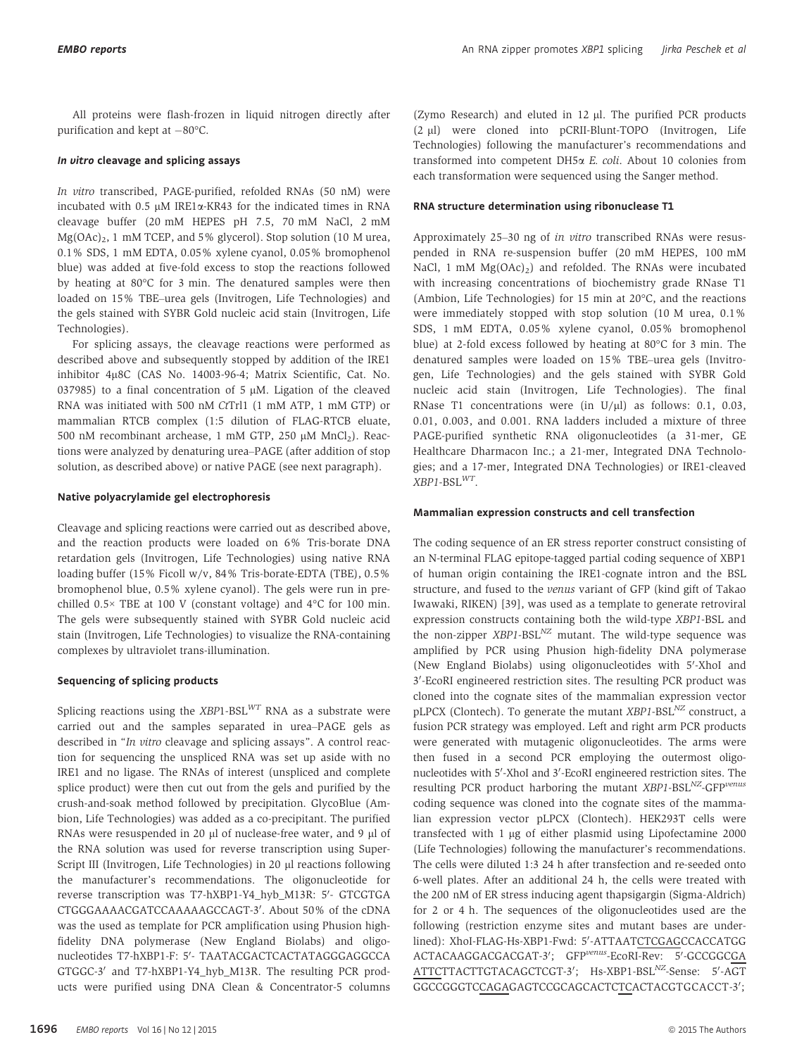All proteins were flash-frozen in liquid nitrogen directly after purification and kept at −80°C.

#### *In vitro* cleavage and splicing assays

*In vitro* transcribed, PAGE-purified, refolded RNAs (50 nM) were incubated with 0.5 μM IRE1α-KR43 for the indicated times in RNA cleavage buffer (20 mM HEPES pH 7.5, 70 mM NaCl, 2 mM $Mg(OAc)_2$, 1 mM TCEP, and 5% glycerol). Stop solution (10 M urea, 0.1% SDS, 1 mM EDTA, 0.05% xylene cyanol, 0.05% bromophenol blue) was added at five-fold excess to stop the reactions followed by heating at 80°C for 3 min. The denatured samples were then loaded on 15% TBE–urea gels (Invitrogen, Life Technologies) and the gels stained with SYBR Gold nucleic acid stain (Invitrogen, Life Technologies).

For splicing assays, the cleavage reactions were performed as described above and subsequently stopped by addition of the IRE1 inhibitor 4μ8C (CAS No. 14003-96-4; Matrix Scientific, Cat. No. 037985) to a final concentration of 5 μM. Ligation of the cleaved RNA was initiated with 500 nM *Ct*Trl1 (1 mM ATP, 1 mM GTP) or mammalian RTCB complex (1:5 dilution of FLAG-RTCB eluate, 500 nM recombinant archease, 1 mM GTP, 250 μM $MnCl_2$). Reactions were analyzed by denaturing urea–PAGE (after addition of stop solution, as described above) or native PAGE (see next paragraph).

#### Native polyacrylamide gel electrophoresis

Cleavage and splicing reactions were carried out as described above, and the reaction products were loaded on 6% Tris-borate DNA retardation gels (Invitrogen, Life Technologies) using native RNA loading buffer (15% Ficoll w/v, 84% Tris-borate-EDTA (TBE), 0.5% bromophenol blue, 0.5% xylene cyanol). The gels were run in pre-chilled 0.5× TBE at 100 V (constant voltage) and 4°C for 100 min. The gels were subsequently stained with SYBR Gold nucleic acid stain (Invitrogen, Life Technologies) to visualize the RNA-containing complexes by ultraviolet trans-illumination.

#### Sequencing of splicing products

Splicing reactions using the *XBP*1-BSL$^{WT}$ RNA as a substrate were carried out and the samples separated in urea–PAGE gels as described in "*In vitro* cleavage and splicing assays". A control reaction for sequencing the unspliced RNA was set up aside with no IRE1 and no ligase. The RNAs of interest (unspliced and complete splice product) were then cut out from the gels and purified by the crush-and-soak method followed by precipitation. GlycoBlue (Ambion, Life Technologies) was added as a co-precipitant. The purified RNAs were resuspended in 20 μl of nuclease-free water, and 9 μl of the RNA solution was used for reverse transcription using SuperScript III (Invitrogen, Life Technologies) in 20 μl reactions following the manufacturer's recommendations. The oligonucleotide for reverse transcription was T7-hXBP1-Y4_hyb_M13R: 5′- GTCGTGA CTGGGAAAACGATCCAAAAAGCCAGT-3′. About 50% of the cDNA was used as template for PCR amplification using Phusion high-fidelity DNA polymerase (New England Biolabs) and oligonucleotides T7-hXBP1-F: 5′- TAATACGACTCACTATAGGGAGGCCA GTGGC-3′ and T7-hXBP1-Y4_hyb_M13R. The resulting PCR products were purified using DNA Clean & Concentrator-5 columns (Zymo Research) and eluted in 12 μl. The purified PCR products (2 μl) were cloned into pCRII-Blunt-TOPO (Invitrogen, Life Technologies) following the manufacturer's recommendations and transformed into competent DH5α *E. coli*. About 10 colonies from each transformation were sequenced using the Sanger method.

#### RNA structure determination using ribonuclease T1

Approximately 25–30 ng of *in vitro* transcribed RNAs were resuspended in RNA re-suspension buffer (20 mM HEPES, 100 mM NaCl, 1 mM $Mg(OAc)_2$) and refolded. The RNAs were incubated with increasing concentrations of biochemistry grade RNase T1 (Ambion, Life Technologies) for 15 min at 20°C, and the reactions were immediately stopped with stop solution (10 M urea, 0.1% SDS, 1 mM EDTA, 0.05% xylene cyanol, 0.05% bromophenol blue) at 2-fold excess followed by heating at 80°C for 3 min. The denatured samples were loaded on 15% TBE–urea gels (Invitrogen, Life Technologies) and the gels stained with SYBR Gold nucleic acid stain (Invitrogen, Life Technologies). The final RNase T1 concentrations were (in U/μl) as follows: 0.1, 0.03, 0.01, 0.003, and 0.001. RNA ladders included a mixture of three PAGE-purified synthetic RNA oligonucleotides (a 31-mer, GE Healthcare Dharmacon Inc.; a 21-mer, Integrated DNA Technologies; and a 17-mer, Integrated DNA Technologies) or IRE1-cleaved *XBP1*-BSL$^{WT}$.

#### Mammalian expression constructs and cell transfection

The coding sequence of an ER stress reporter construct consisting of an N-terminal FLAG epitope-tagged partial coding sequence of XBP1 of human origin containing the IRE1-cognate intron and the BSL structure, and fused to the *venus* variant of GFP (kind gift of Takao Iwawaki, RIKEN) [39], was used as a template to generate retroviral expression constructs containing both the wild-type *XBP1*-BSL and the non-zipper *XBP1*-BSL$^{NZ}$ mutant. The wild-type sequence was amplified by PCR using Phusion high-fidelity DNA polymerase (New England Biolabs) using oligonucleotides with 5′-XhoI and 3′-EcoRI engineered restriction sites. The resulting PCR product was cloned into the cognate sites of the mammalian expression vector pLPCX (Clontech). To generate the mutant *XBP1*-BSL$^{NZ}$ construct, a fusion PCR strategy was employed. Left and right arm PCR products were generated with mutagenic oligonucleotides. The arms were then fused in a second PCR employing the outermost oligonucleotides with 5′-XhoI and 3′-EcoRI engineered restriction sites. The resulting PCR product harboring the mutant *XBP1*-BSL$^{NZ}$-GFP$^{venus}$ coding sequence was cloned into the cognate sites of the mammalian expression vector pLPCX (Clontech). HEK293T cells were transfected with 1 μg of either plasmid using Lipofectamine 2000 (Life Technologies) following the manufacturer's recommendations. The cells were diluted 1:3 24 h after transfection and re-seeded onto 6-well plates. After an additional 24 h, the cells were treated with the 200 nM of ER stress inducing agent thapsigargin (Sigma-Aldrich) for 2 or 4 h. The sequences of the oligonucleotides used are the following (restriction enzyme sites and mutant bases are underlined): XhoI-FLAG-Hs-XBP1-Fwd: 5′-ATTAAT<u>CTCGAG</u>CCACCATGG ACTACAAGGACGACGAT-3′; GFP$^{venus}$-EcoRI-Rev: 5′-GCCGGC<u>GA ATTC</u>TTACTTGTACAGCTCGT-3′; Hs-XBP1-BSL$^{NZ}$-Sense: 5′-AGT GGCCGGGTC<u>CAGA</u>GAGTCCGCAGCACT<u>CTC</u>ACTACGTGCACCT-3′;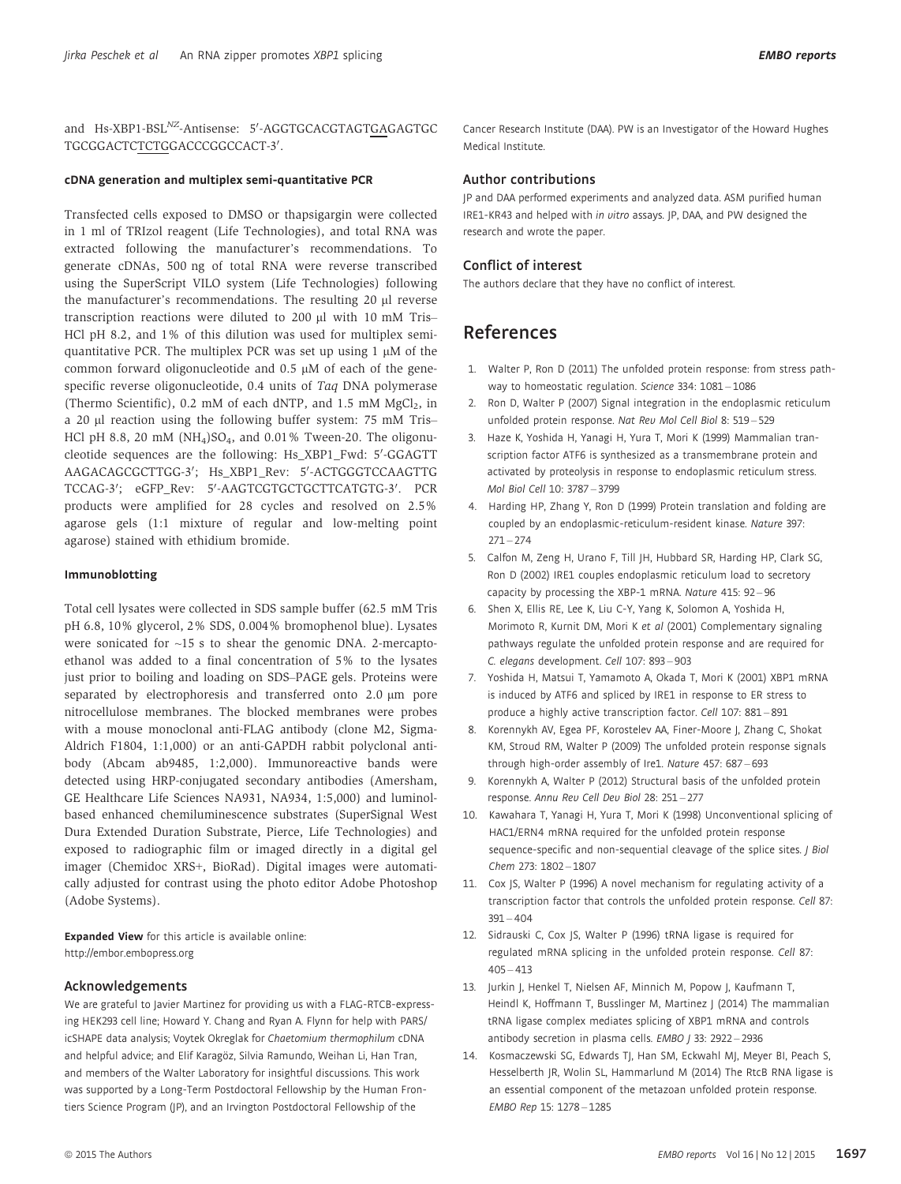and Hs-XBP1-BSL$^{NZ}$-Antisense: 5′-AGGTGCACGTAGTGAGAGTGC TGCGGACTCTCTGGACCCGGCCACT-3′.

#### cDNA generation and multiplex semi-quantitative PCR

Transfected cells exposed to DMSO or thapsigargin were collected in 1 ml of TRIzol reagent (Life Technologies), and total RNA was extracted following the manufacturer's recommendations. To generate cDNAs, 500 ng of total RNA were reverse transcribed using the SuperScript VILO system (Life Technologies) following the manufacturer's recommendations. The resulting 20 μl reverse transcription reactions were diluted to 200 μl with 10 mM Tris–HCl pH 8.2, and 1% of this dilution was used for multiplex semi-quantitative PCR. The multiplex PCR was set up using 1 μM of the common forward oligonucleotide and 0.5 μM of each of the gene-specific reverse oligonucleotide, 0.4 units of *Taq* DNA polymerase (Thermo Scientific), 0.2 mM of each dNTP, and 1.5 mM $MgCl_2$, in a 20 μl reaction using the following buffer system: 75 mM Tris–HCl pH 8.8, 20 mM $(NH_4)SO_4$, and 0.01% Tween-20. The oligonucleotide sequences are the following: Hs_XBP1_Fwd: 5′-GGAGTT AAGACAGCGCTTGG-3′; Hs_XBP1_Rev: 5′-ACTGGGTCCAAGTTG TCCAG-3′; eGFP_Rev: 5′-AAGTCGTGCTGCTTCATGTG-3′. PCR products were amplified for 28 cycles and resolved on 2.5% agarose gels (1:1 mixture of regular and low-melting point agarose) stained with ethidium bromide.

#### Immunoblotting

Total cell lysates were collected in SDS sample buffer (62.5 mM Tris pH 6.8, 10% glycerol, 2% SDS, 0.004% bromophenol blue). Lysates were sonicated for ~15 s to shear the genomic DNA. 2-mercaptoethanol was added to a final concentration of 5% to the lysates just prior to boiling and loading on SDS–PAGE gels. Proteins were separated by electrophoresis and transferred onto 2.0 μm pore nitrocellulose membranes. The blocked membranes were probes with a mouse monoclonal anti-FLAG antibody (clone M2, Sigma-Aldrich F1804, 1:1,000) or an anti-GAPDH rabbit polyclonal antibody (Abcam ab9485, 1:2,000). Immunoreactive bands were detected using HRP-conjugated secondary antibodies (Amersham, GE Healthcare Life Sciences NA931, NA934, 1:5,000) and luminol-based enhanced chemiluminescence substrates (SuperSignal West Dura Extended Duration Substrate, Pierce, Life Technologies) and exposed to radiographic film or imaged directly in a digital gel imager (Chemidoc XRS+, BioRad). Digital images were automatically adjusted for contrast using the photo editor Adobe Photoshop (Adobe Systems).

**Expanded View** for this article is available online: http://embor.embopress.org

### Acknowledgements

We are grateful to Javier Martinez for providing us with a FLAG-RTCB-expressing HEK293 cell line; Howard Y. Chang and Ryan A. Flynn for help with PARS/icSHAPE data analysis; Voytek Okreglak for *Chaetomium thermophilum* cDNA and helpful advice; and Elif Karagöz, Silvia Ramundo, Weihan Li, Han Tran, and members of the Walter Laboratory for insightful discussions. This work was supported by a Long-Term Postdoctoral Fellowship by the Human Frontiers Science Program (JP), and an Irvington Postdoctoral Fellowship of the Cancer Research Institute (DAA). PW is an Investigator of the Howard Hughes Medical Institute.

### Author contributions

JP and DAA performed experiments and analyzed data. ASM purified human IRE1-KR43 and helped with *in vitro* assays. JP, DAA, and PW designed the research and wrote the paper.

### Conflict of interest

The authors declare that they have no conflict of interest.

## References

1. Walter P, Ron D (2011) The unfolded protein response: from stress pathway to homeostatic regulation. *Science* 334: 1081 – 1086
2. Ron D, Walter P (2007) Signal integration in the endoplasmic reticulum unfolded protein response. *Nat Rev Mol Cell Biol* 8: 519 – 529
3. Haze K, Yoshida H, Yanagi H, Yura T, Mori K (1999) Mammalian transcription factor ATF6 is synthesized as a transmembrane protein and activated by proteolysis in response to endoplasmic reticulum stress. *Mol Biol Cell* 10: 3787 – 3799
4. Harding HP, Zhang Y, Ron D (1999) Protein translation and folding are coupled by an endoplasmic-reticulum-resident kinase. *Nature* 397: 271 – 274
5. Calfon M, Zeng H, Urano F, Till JH, Hubbard SR, Harding HP, Clark SG, Ron D (2002) IRE1 couples endoplasmic reticulum load to secretory capacity by processing the XBP-1 mRNA. *Nature* 415: 92 – 96
6. Shen X, Ellis RE, Lee K, Liu C-Y, Yang K, Solomon A, Yoshida H, Morimoto R, Kurnit DM, Mori K *et al* (2001) Complementary signaling pathways regulate the unfolded protein response and are required for *C. elegans* development. *Cell* 107: 893 – 903
7. Yoshida H, Matsui T, Yamamoto A, Okada T, Mori K (2001) XBP1 mRNA is induced by ATF6 and spliced by IRE1 in response to ER stress to produce a highly active transcription factor. *Cell* 107: 881 – 891
8. Korennykh AV, Egea PF, Korostelev AA, Finer-Moore J, Zhang C, Shokat KM, Stroud RM, Walter P (2009) The unfolded protein response signals through high-order assembly of Ire1. *Nature* 457: 687 – 693
9. Korennykh A, Walter P (2012) Structural basis of the unfolded protein response. *Annu Rev Cell Dev Biol* 28: 251 – 277
10. Kawahara T, Yanagi H, Yura T, Mori K (1998) Unconventional splicing of HAC1/ERN4 mRNA required for the unfolded protein response sequence-specific and non-sequential cleavage of the splice sites. *J Biol Chem* 273: 1802 – 1807
11. Cox JS, Walter P (1996) A novel mechanism for regulating activity of a transcription factor that controls the unfolded protein response. *Cell* 87: 391 – 404
12. Sidrauski C, Cox JS, Walter P (1996) tRNA ligase is required for regulated mRNA splicing in the unfolded protein response. *Cell* 87: 405 – 413
13. Jurkin J, Henkel T, Nielsen AF, Minnich M, Popow J, Kaufmann T, Heindl K, Hoffmann T, Busslinger M, Martinez J (2014) The mammalian tRNA ligase complex mediates splicing of XBP1 mRNA and controls antibody secretion in plasma cells. *EMBO J* 33: 2922 – 2936
14. Kosmaczewski SG, Edwards TJ, Han SM, Eckwahl MJ, Meyer BI, Peach S, Hesselberth JR, Wolin SL, Hammarlund M (2014) The RtcB RNA ligase is an essential component of the metazoan unfolded protein response. *EMBO Rep* 15: 1278 – 1285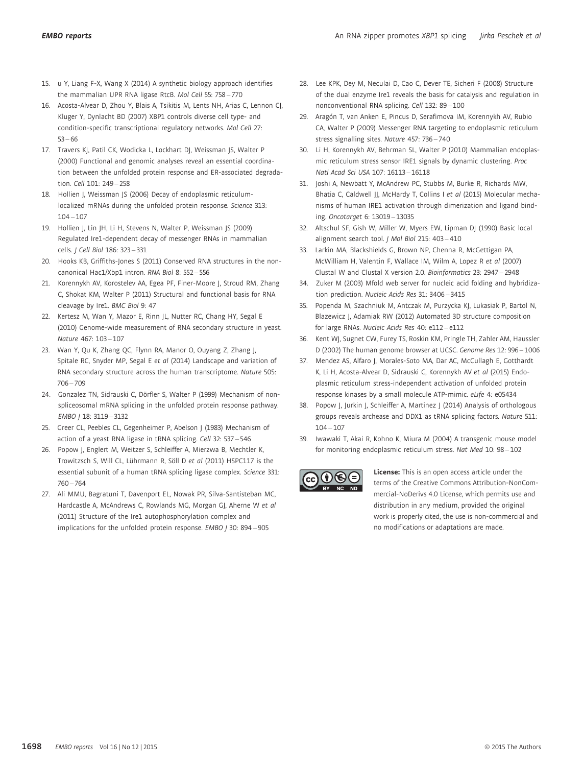15. u Y, Liang F-X, Wang X (2014) A synthetic biology approach identifies the mammalian UPR RNA ligase RtcB. *Mol Cell* 55: 758 – 770
16. Acosta-Alvear D, Zhou Y, Blais A, Tsikitis M, Lents NH, Arias C, Lennon CJ, Kluger Y, Dynlacht BD (2007) XBP1 controls diverse cell type- and condition-specific transcriptional regulatory networks. *Mol Cell* 27: 53 – 66
17. Travers KJ, Patil CK, Wodicka L, Lockhart DJ, Weissman JS, Walter P (2000) Functional and genomic analyses reveal an essential coordination between the unfolded protein response and ER-associated degradation. *Cell* 101: 249 – 258
18. Hollien J, Weissman JS (2006) Decay of endoplasmic reticulum-localized mRNAs during the unfolded protein response. *Science* 313: 104 – 107
19. Hollien J, Lin JH, Li H, Stevens N, Walter P, Weissman JS (2009) Regulated Ire1-dependent decay of messenger RNAs in mammalian cells. *J Cell Biol* 186: 323 – 331
20. Hooks KB, Griffiths-Jones S (2011) Conserved RNA structures in the non-canonical Hac1/Xbp1 intron. *RNA Biol* 8: 552 – 556
21. Korennykh AV, Korostelev AA, Egea PF, Finer-Moore J, Stroud RM, Zhang C, Shokat KM, Walter P (2011) Structural and functional basis for RNA cleavage by Ire1. *BMC Biol* 9: 47
22. Kertesz M, Wan Y, Mazor E, Rinn JL, Nutter RC, Chang HY, Segal E (2010) Genome-wide measurement of RNA secondary structure in yeast. *Nature* 467: 103 – 107
23. Wan Y, Qu K, Zhang QC, Flynn RA, Manor O, Ouyang Z, Zhang J, Spitale RC, Snyder MP, Segal E *et al* (2014) Landscape and variation of RNA secondary structure across the human transcriptome. *Nature* 505: 706 – 709
24. Gonzalez TN, Sidrauski C, Dörfler S, Walter P (1999) Mechanism of non-spliceosomal mRNA splicing in the unfolded protein response pathway. *EMBO J* 18: 3119 – 3132
25. Greer CL, Peebles CL, Gegenheimer P, Abelson J (1983) Mechanism of action of a yeast RNA ligase in tRNA splicing. *Cell* 32: 537 – 546
26. Popow J, Englert M, Weitzer S, Schleiffer A, Mierzwa B, Mechtler K, Trowitzsch S, Will CL, Lührmann R, Söll D *et al* (2011) HSPC117 is the essential subunit of a human tRNA splicing ligase complex. *Science* 331: 760 – 764
27. Ali MMU, Bagratuni T, Davenport EL, Nowak PR, Silva-Santisteban MC, Hardcastle A, McAndrews C, Rowlands MG, Morgan GJ, Aherne W *et al* (2011) Structure of the Ire1 autophosphorylation complex and implications for the unfolded protein response. *EMBO J* 30: 894 – 905
28. Lee KPK, Dey M, Neculai D, Cao C, Dever TE, Sicheri F (2008) Structure of the dual enzyme Ire1 reveals the basis for catalysis and regulation in nonconventional RNA splicing. *Cell* 132: 89 – 100
29. Aragón T, van Anken E, Pincus D, Serafimova IM, Korennykh AV, Rubio CA, Walter P (2009) Messenger RNA targeting to endoplasmic reticulum stress signalling sites. *Nature* 457: 736 – 740
30. Li H, Korennykh AV, Behrman SL, Walter P (2010) Mammalian endoplasmic reticulum stress sensor IRE1 signals by dynamic clustering. *Proc Natl Acad Sci USA* 107: 16113 – 16118
31. Joshi A, Newbatt Y, McAndrew PC, Stubbs M, Burke R, Richards MW, Bhatia C, Caldwell JJ, McHardy T, Collins I *et al* (2015) Molecular mechanisms of human IRE1 activation through dimerization and ligand binding. *Oncotarget* 6: 13019 – 13035
32. Altschul SF, Gish W, Miller W, Myers EW, Lipman DJ (1990) Basic local alignment search tool. *J Mol Biol* 215: 403 – 410
33. Larkin MA, Blackshields G, Brown NP, Chenna R, McGettigan PA, McWilliam H, Valentin F, Wallace IM, Wilm A, Lopez R *et al* (2007) Clustal W and Clustal X version 2.0. *Bioinformatics* 23: 2947 – 2948
34. Zuker M (2003) Mfold web server for nucleic acid folding and hybridization prediction. *Nucleic Acids Res* 31: 3406 – 3415
35. Popenda M, Szachniuk M, Antczak M, Purzycka KJ, Lukasiak P, Bartol N, Blazewicz J, Adamiak RW (2012) Automated 3D structure composition for large RNAs. *Nucleic Acids Res* 40: e112 – e112
36. Kent WJ, Sugnet CW, Furey TS, Roskin KM, Pringle TH, Zahler AM, Haussler D (2002) The human genome browser at UCSC. *Genome Res* 12: 996 – 1006
37. Mendez AS, Alfaro J, Morales-Soto MA, Dar AC, McCullagh E, Gotthardt K, Li H, Acosta-Alvear D, Sidrauski C, Korennykh AV *et al* (2015) Endoplasmic reticulum stress-independent activation of unfolded protein response kinases by a small molecule ATP-mimic. *eLife* 4: e05434
38. Popow J, Jurkin J, Schleiffer A, Martinez J (2014) Analysis of orthologous groups reveals archease and DDX1 as tRNA splicing factors. *Nature* 511: 104 – 107
39. Iwawaki T, Akai R, Kohno K, Miura M (2004) A transgenic mouse model for monitoring endoplasmic reticulum stress. *Nat Med* 10: 98 – 102

**License:** This is an open access article under the terms of the Creative Commons Attribution-NonCommercial-NoDerivs 4.0 License, which permits use and distribution in any medium, provided the original work is properly cited, the use is non-commercial and no modifications or adaptations are made.